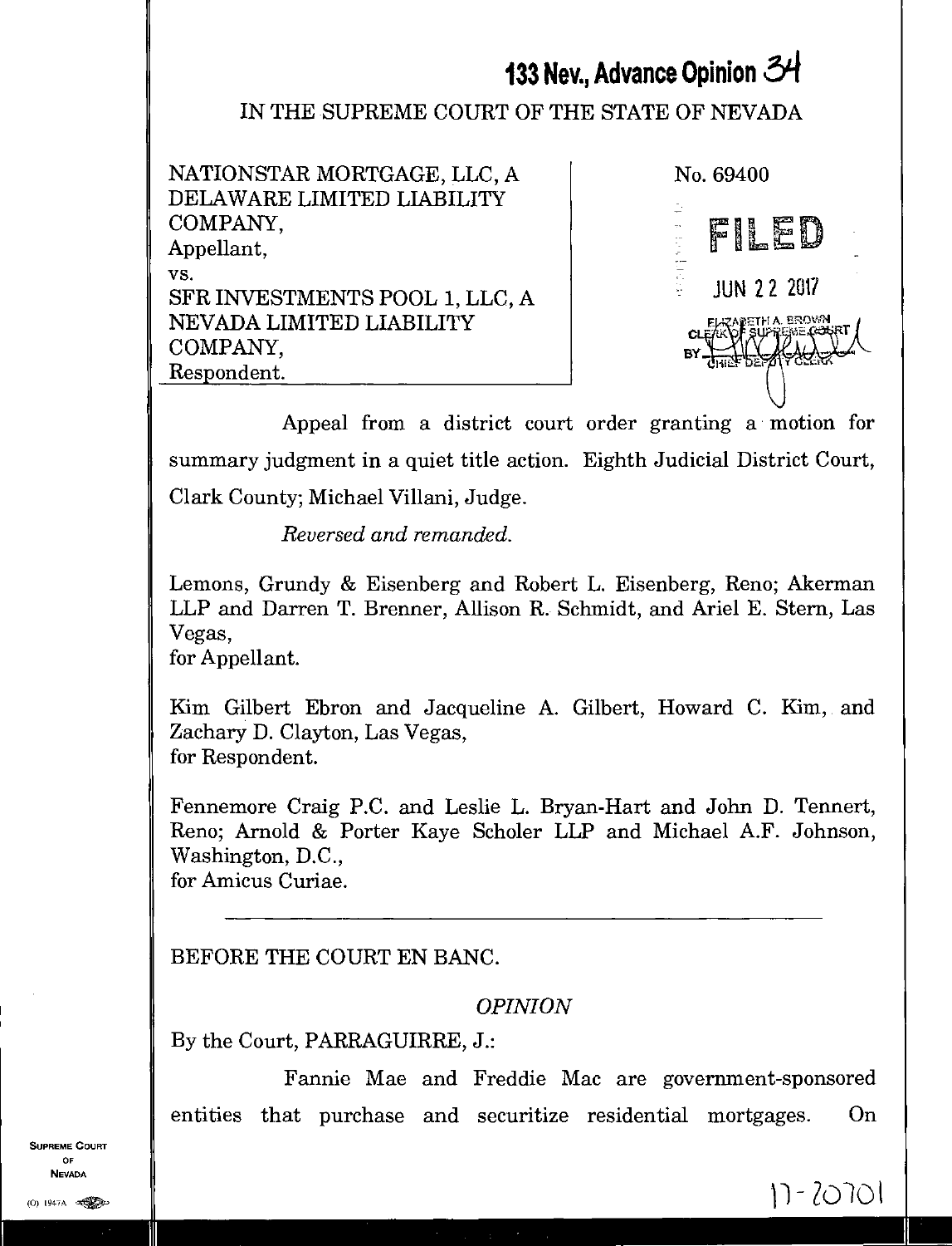**133 Nev., Advance Opinion 34**

IN THE SUPREME COURT OF THE STATE OF NEVADA

| | |
|---|---|
| NATIONSTAR MORTGAGE, LLC, A DELAWARE LIMITED LIABILITY COMPANY,<br>Appellant,<br>vs.<br>SFR INVESTMENTS POOL 1, LLC, A NEVADA LIMITED LIABILITY COMPANY,<br>Respondent. | No. 69400<br><br>FILED<br><br>JUN 22 2017<br><br>ELIZABETH A. BROWN<br>CLERK OF SUPREME COURT<br>BY CHIEF DEPUTY CLERK |

Appeal from a district court order granting a motion for summary judgment in a quiet title action. Eighth Judicial District Court, Clark County; Michael Villani, Judge.

*Reversed and remanded.*

Lemons, Grundy & Eisenberg and Robert L. Eisenberg, Reno; Akerman LLP and Darren T. Brenner, Allison R. Schmidt, and Ariel E. Stern, Las Vegas,
for Appellant.

Kim Gilbert Ebron and Jacqueline A. Gilbert, Howard C. Kim, and Zachary D. Clayton, Las Vegas,
for Respondent.

Fennemore Craig P.C. and Leslie L. Bryan-Hart and John D. Tennert, Reno; Arnold & Porter Kaye Scholer LLP and Michael A.F. Johnson, Washington, D.C.,
for Amicus Curiae.

---

BEFORE THE COURT EN BANC.

*OPINION*

By the Court, PARRAGUIRRE, J.:

Fannie Mae and Freddie Mac are government-sponsored entities that purchase and securitize residential mortgages. On

17-20701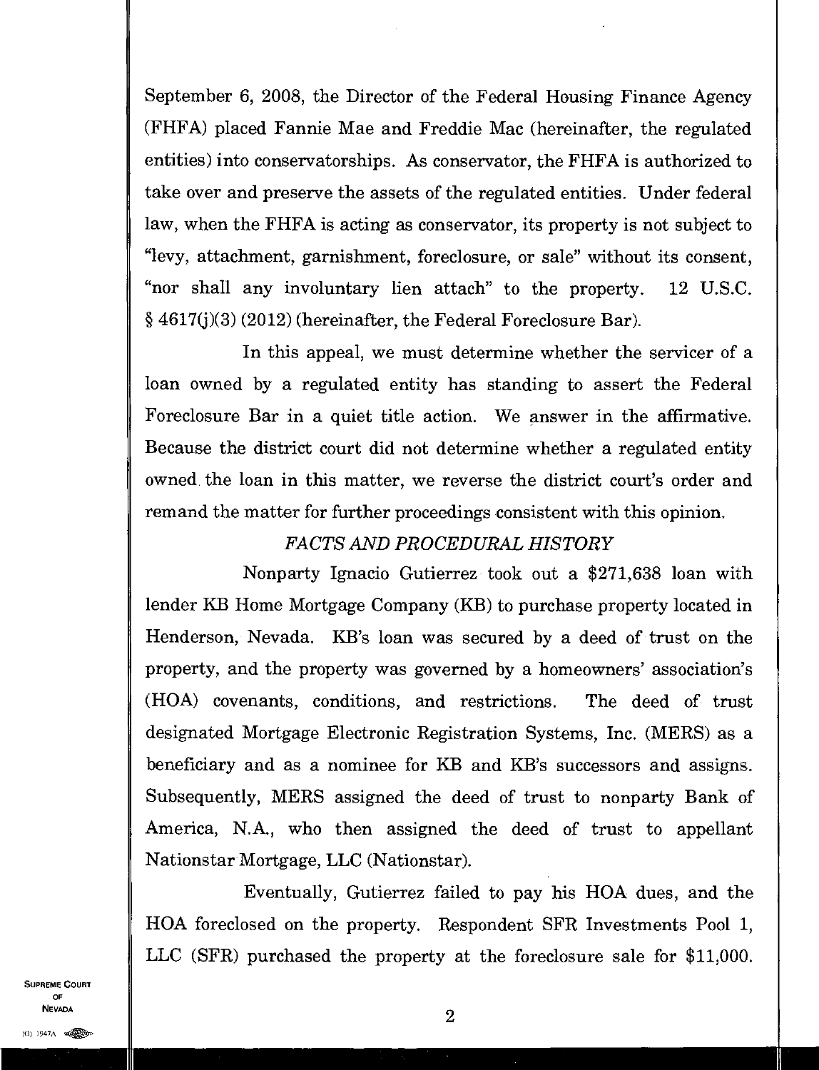September 6, 2008, the Director of the Federal Housing Finance Agency (FHFA) placed Fannie Mae and Freddie Mac (hereinafter, the regulated entities) into conservatorships. As conservator, the FHFA is authorized to take over and preserve the assets of the regulated entities. Under federal law, when the FHFA is acting as conservator, its property is not subject to "levy, attachment, garnishment, foreclosure, or sale" without its consent, "nor shall any involuntary lien attach" to the property. 12 U.S.C. § 4617(j)(3) (2012) (hereinafter, the Federal Foreclosure Bar).

In this appeal, we must determine whether the servicer of a loan owned by a regulated entity has standing to assert the Federal Foreclosure Bar in a quiet title action. We answer in the affirmative. Because the district court did not determine whether a regulated entity owned the loan in this matter, we reverse the district court's order and remand the matter for further proceedings consistent with this opinion.

## *FACTS AND PROCEDURAL HISTORY*

Nonparty Ignacio Gutierrez took out a $271,638 loan with lender KB Home Mortgage Company (KB) to purchase property located in Henderson, Nevada. KB's loan was secured by a deed of trust on the property, and the property was governed by a homeowners' association's (HOA) covenants, conditions, and restrictions. The deed of trust designated Mortgage Electronic Registration Systems, Inc. (MERS) as a beneficiary and as a nominee for KB and KB's successors and assigns. Subsequently, MERS assigned the deed of trust to nonparty Bank of America, N.A., who then assigned the deed of trust to appellant Nationstar Mortgage, LLC (Nationstar).

Eventually, Gutierrez failed to pay his HOA dues, and the HOA foreclosed on the property. Respondent SFR Investments Pool 1, LLC (SFR) purchased the property at the foreclosure sale for $11,000.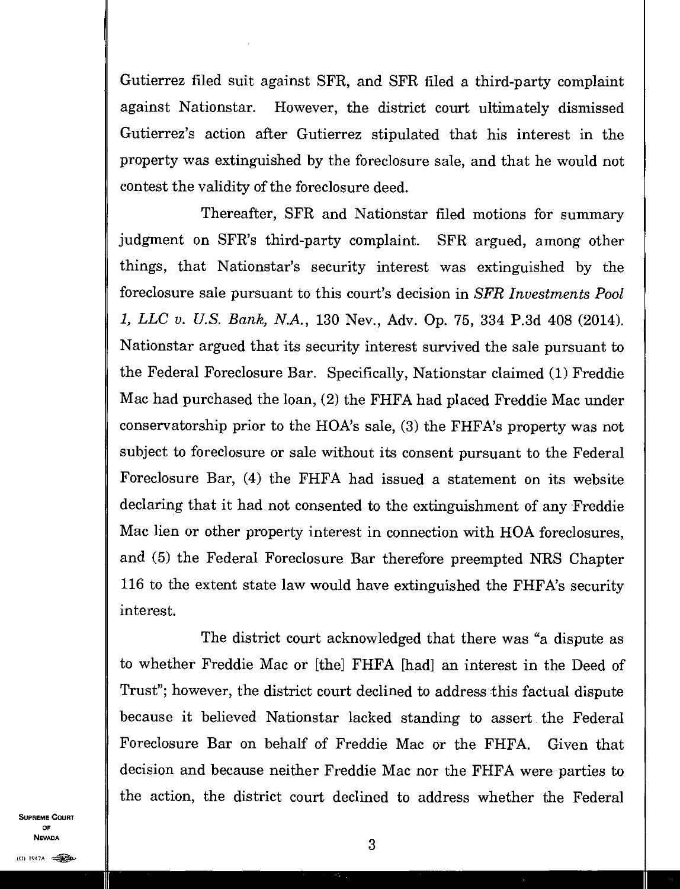Gutierrez filed suit against SFR, and SFR filed a third-party complaint against Nationstar. However, the district court ultimately dismissed Gutierrez's action after Gutierrez stipulated that his interest in the property was extinguished by the foreclosure sale, and that he would not contest the validity of the foreclosure deed.

Thereafter, SFR and Nationstar filed motions for summary judgment on SFR's third-party complaint. SFR argued, among other things, that Nationstar's security interest was extinguished by the foreclosure sale pursuant to this court's decision in *SFR Investments Pool 1, LLC v. U.S. Bank, N.A.*, 130 Nev., Adv. Op. 75, 334 P.3d 408 (2014). Nationstar argued that its security interest survived the sale pursuant to the Federal Foreclosure Bar. Specifically, Nationstar claimed (1) Freddie Mac had purchased the loan, (2) the FHFA had placed Freddie Mac under conservatorship prior to the HOA's sale, (3) the FHFA's property was not subject to foreclosure or sale without its consent pursuant to the Federal Foreclosure Bar, (4) the FHFA had issued a statement on its website declaring that it had not consented to the extinguishment of any Freddie Mac lien or other property interest in connection with HOA foreclosures, and (5) the Federal Foreclosure Bar therefore preempted NRS Chapter 116 to the extent state law would have extinguished the FHFA's security interest.

The district court acknowledged that there was "a dispute as to whether Freddie Mac or [the] FHFA [had] an interest in the Deed of Trust"; however, the district court declined to address this factual dispute because it believed Nationstar lacked standing to assert the Federal Foreclosure Bar on behalf of Freddie Mac or the FHFA. Given that decision and because neither Freddie Mac nor the FHFA were parties to the action, the district court declined to address whether the Federal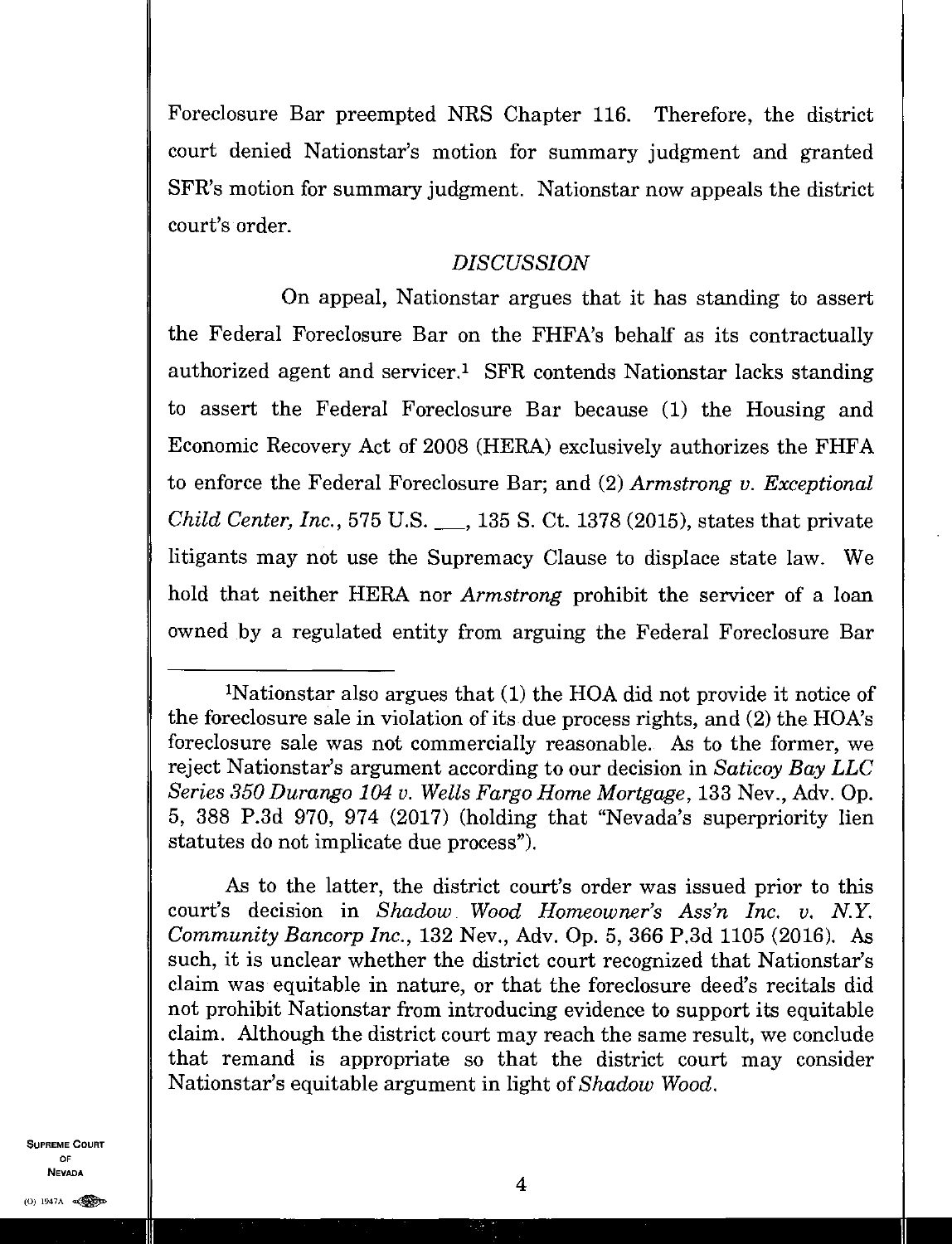Foreclosure Bar preempted NRS Chapter 116. Therefore, the district court denied Nationstar's motion for summary judgment and granted SFR's motion for summary judgment. Nationstar now appeals the district court's order.

### *DISCUSSION*

On appeal, Nationstar argues that it has standing to assert the Federal Foreclosure Bar on the FHFA's behalf as its contractually authorized agent and servicer.[1] SFR contends Nationstar lacks standing to assert the Federal Foreclosure Bar because (1) the Housing and Economic Recovery Act of 2008 (HERA) exclusively authorizes the FHFA to enforce the Federal Foreclosure Bar; and (2) *Armstrong v. Exceptional Child Center, Inc.*, 575 U.S. ___, 135 S. Ct. 1378 (2015), states that private litigants may not use the Supremacy Clause to displace state law. We hold that neither HERA nor *Armstrong* prohibit the servicer of a loan owned by a regulated entity from arguing the Federal Foreclosure Bar

---

[1]Nationstar also argues that (1) the HOA did not provide it notice of the foreclosure sale in violation of its due process rights, and (2) the HOA's foreclosure sale was not commercially reasonable. As to the former, we reject Nationstar's argument according to our decision in *Saticoy Bay LLC Series 350 Durango 104 v. Wells Fargo Home Mortgage*, 133 Nev., Adv. Op. 5, 388 P.3d 970, 974 (2017) (holding that "Nevada's superpriority lien statutes do not implicate due process").

As to the latter, the district court's order was issued prior to this court's decision in *Shadow Wood Homeowner's Ass'n Inc. v. N.Y. Community Bancorp Inc.*, 132 Nev., Adv. Op. 5, 366 P.3d 1105 (2016). As such, it is unclear whether the district court recognized that Nationstar's claim was equitable in nature, or that the foreclosure deed's recitals did not prohibit Nationstar from introducing evidence to support its equitable claim. Although the district court may reach the same result, we conclude that remand is appropriate so that the district court may consider Nationstar's equitable argument in light of *Shadow Wood*.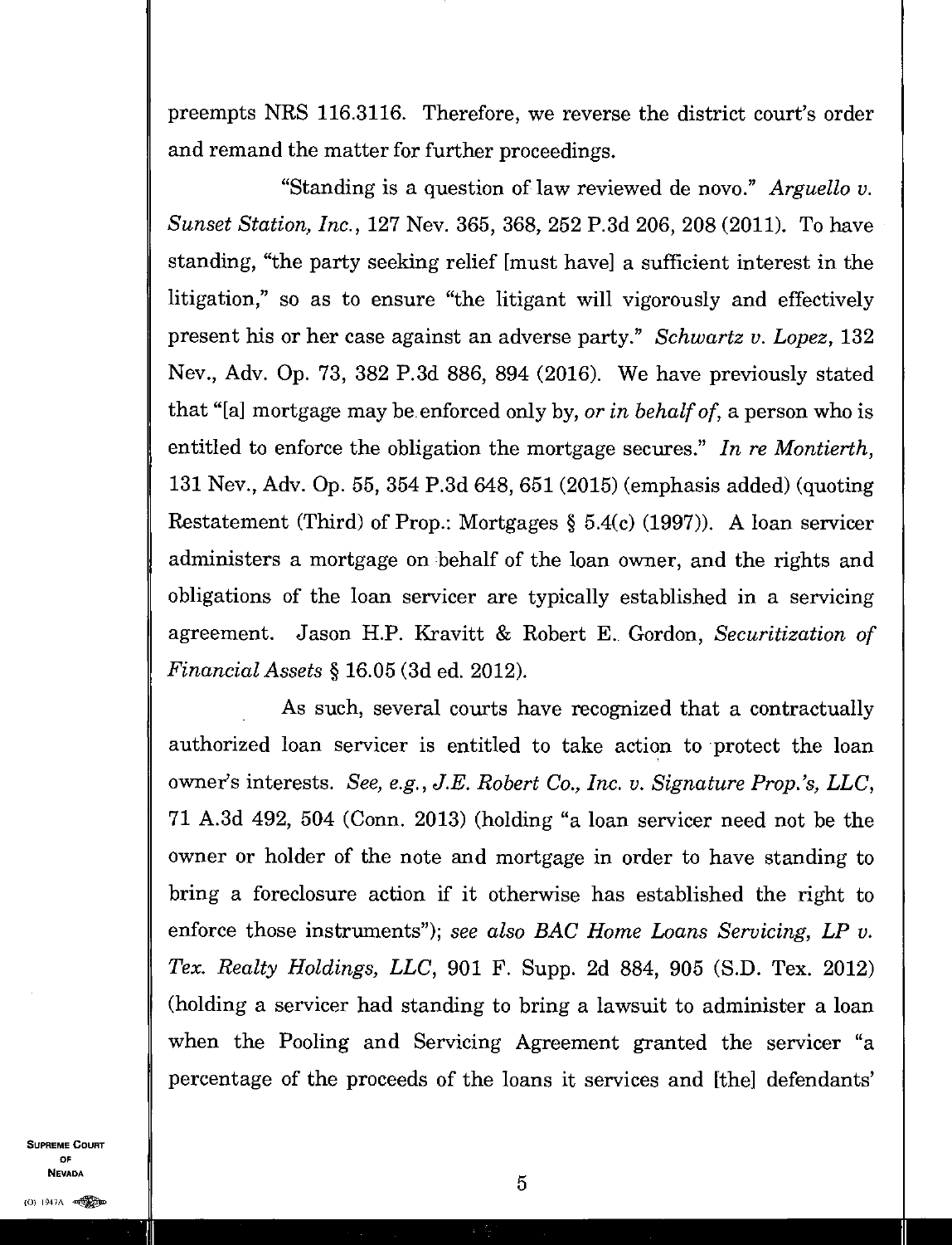preempts NRS 116.3116. Therefore, we reverse the district court's order and remand the matter for further proceedings.

"Standing is a question of law reviewed de novo." *Arguello v. Sunset Station, Inc.*, 127 Nev. 365, 368, 252 P.3d 206, 208 (2011). To have standing, "the party seeking relief [must have] a sufficient interest in the litigation," so as to ensure "the litigant will vigorously and effectively present his or her case against an adverse party." *Schwartz v. Lopez*, 132 Nev., Adv. Op. 73, 382 P.3d 886, 894 (2016). We have previously stated that "[a] mortgage may be enforced only by, *or in behalf of*, a person who is entitled to enforce the obligation the mortgage secures." *In re Montierth*, 131 Nev., Adv. Op. 55, 354 P.3d 648, 651 (2015) (emphasis added) (quoting Restatement (Third) of Prop.: Mortgages § 5.4(c) (1997)). A loan servicer administers a mortgage on behalf of the loan owner, and the rights and obligations of the loan servicer are typically established in a servicing agreement. Jason H.P. Kravitt & Robert E. Gordon, *Securitization of Financial Assets* § 16.05 (3d ed. 2012).

As such, several courts have recognized that a contractually authorized loan servicer is entitled to take action to protect the loan owner's interests. *See, e.g., J.E. Robert Co., Inc. v. Signature Prop.'s, LLC*, 71 A.3d 492, 504 (Conn. 2013) (holding "a loan servicer need not be the owner or holder of the note and mortgage in order to have standing to bring a foreclosure action if it otherwise has established the right to enforce those instruments"); *see also BAC Home Loans Servicing, LP v. Tex. Realty Holdings, LLC*, 901 F. Supp. 2d 884, 905 (S.D. Tex. 2012) (holding a servicer had standing to bring a lawsuit to administer a loan when the Pooling and Servicing Agreement granted the servicer "a percentage of the proceeds of the loans it services and [the] defendants'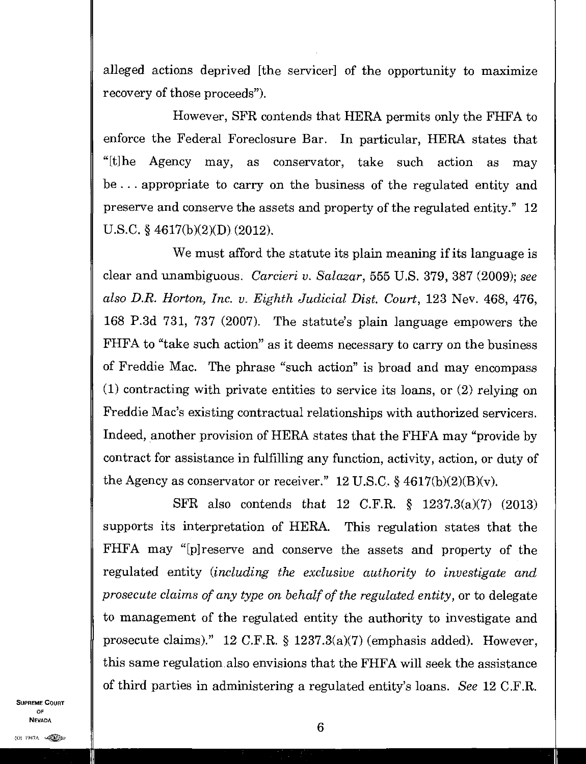alleged actions deprived [the servicer] of the opportunity to maximize recovery of those proceeds").

However, SFR contends that HERA permits only the FHFA to enforce the Federal Foreclosure Bar. In particular, HERA states that "[t]he Agency may, as conservator, take such action as may be . . . appropriate to carry on the business of the regulated entity and preserve and conserve the assets and property of the regulated entity." 12 U.S.C. § 4617(b)(2)(D) (2012).

We must afford the statute its plain meaning if its language is clear and unambiguous. *Carcieri v. Salazar*, 555 U.S. 379, 387 (2009); *see also D.R. Horton, Inc. v. Eighth Judicial Dist. Court*, 123 Nev. 468, 476, 168 P.3d 731, 737 (2007). The statute's plain language empowers the FHFA to "take such action" as it deems necessary to carry on the business of Freddie Mac. The phrase "such action" is broad and may encompass (1) contracting with private entities to service its loans, or (2) relying on Freddie Mac's existing contractual relationships with authorized servicers. Indeed, another provision of HERA states that the FHFA may "provide by contract for assistance in fulfilling any function, activity, action, or duty of the Agency as conservator or receiver." 12 U.S.C. § 4617(b)(2)(B)(v).

SFR also contends that 12 C.F.R. § 1237.3(a)(7) (2013) supports its interpretation of HERA. This regulation states that the FHFA may "[p]reserve and conserve the assets and property of the regulated entity (*including the exclusive authority to investigate and prosecute claims of any type on behalf of the regulated entity*, or to delegate to management of the regulated entity the authority to investigate and prosecute claims)." 12 C.F.R. § 1237.3(a)(7) (emphasis added). However, this same regulation also envisions that the FHFA will seek the assistance of third parties in administering a regulated entity's loans. *See* 12 C.F.R.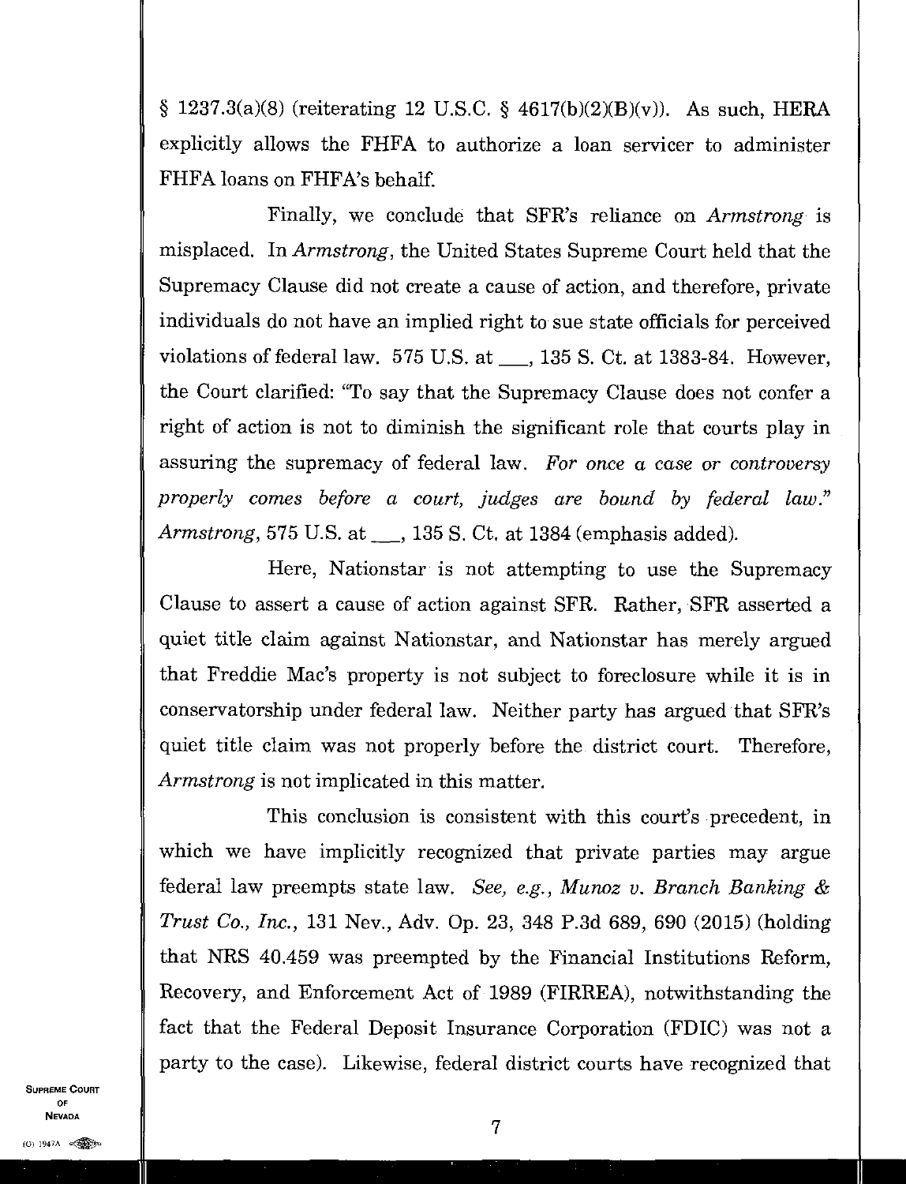§ 1237.3(a)(8) (reiterating 12 U.S.C. § 4617(b)(2)(B)(v)). As such, HERA explicitly allows the FHFA to authorize a loan servicer to administer FHFA loans on FHFA's behalf.

Finally, we conclude that SFR's reliance on *Armstrong* is misplaced. In *Armstrong*, the United States Supreme Court held that the Supremacy Clause did not create a cause of action, and therefore, private individuals do not have an implied right to sue state officials for perceived violations of federal law. 575 U.S. at ___, 135 S. Ct. at 1383-84. However, the Court clarified: "To say that the Supremacy Clause does not confer a right of action is not to diminish the significant role that courts play in assuring the supremacy of federal law. *For once a case or controversy properly comes before a court, judges are bound by federal law.*" *Armstrong*, 575 U.S. at ___, 135 S. Ct. at 1384 (emphasis added).

Here, Nationstar is not attempting to use the Supremacy Clause to assert a cause of action against SFR. Rather, SFR asserted a quiet title claim against Nationstar, and Nationstar has merely argued that Freddie Mac's property is not subject to foreclosure while it is in conservatorship under federal law. Neither party has argued that SFR's quiet title claim was not properly before the district court. Therefore, *Armstrong* is not implicated in this matter.

This conclusion is consistent with this court's precedent, in which we have implicitly recognized that private parties may argue federal law preempts state law. *See, e.g., Munoz v. Branch Banking & Trust Co., Inc.*, 131 Nev., Adv. Op. 23, 348 P.3d 689, 690 (2015) (holding that NRS 40.459 was preempted by the Financial Institutions Reform, Recovery, and Enforcement Act of 1989 (FIRREA), notwithstanding the fact that the Federal Deposit Insurance Corporation (FDIC) was not a party to the case). Likewise, federal district courts have recognized that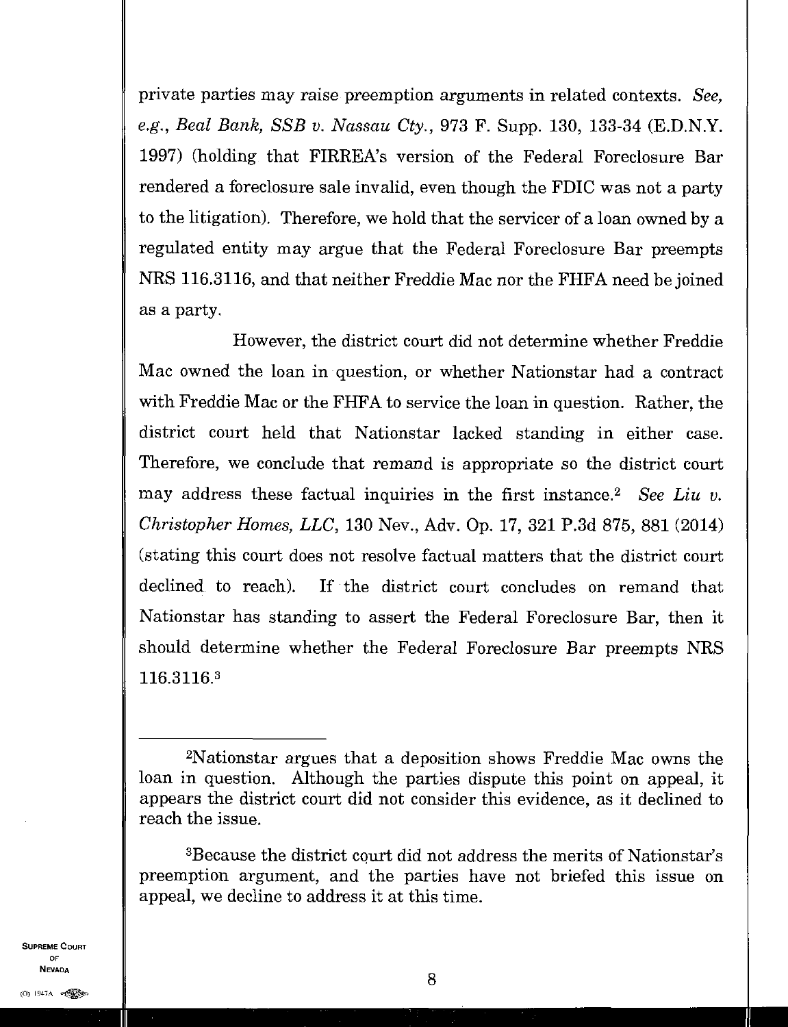private parties may raise preemption arguments in related contexts. *See, e.g., Beal Bank, SSB v. Nassau Cty.*, 973 F. Supp. 130, 133-34 (E.D.N.Y. 1997) (holding that FIRREA's version of the Federal Foreclosure Bar rendered a foreclosure sale invalid, even though the FDIC was not a party to the litigation). Therefore, we hold that the servicer of a loan owned by a regulated entity may argue that the Federal Foreclosure Bar preempts NRS 116.3116, and that neither Freddie Mac nor the FHFA need be joined as a party.

However, the district court did not determine whether Freddie Mac owned the loan in question, or whether Nationstar had a contract with Freddie Mac or the FHFA to service the loan in question. Rather, the district court held that Nationstar lacked standing in either case. Therefore, we conclude that remand is appropriate so the district court may address these factual inquiries in the first instance.[2] *See Liu v. Christopher Homes, LLC*, 130 Nev., Adv. Op. 17, 321 P.3d 875, 881 (2014) (stating this court does not resolve factual matters that the district court declined to reach). If the district court concludes on remand that Nationstar has standing to assert the Federal Foreclosure Bar, then it should determine whether the Federal Foreclosure Bar preempts NRS 116.3116.[3]

---

[2]Nationstar argues that a deposition shows Freddie Mac owns the loan in question. Although the parties dispute this point on appeal, it appears the district court did not consider this evidence, as it declined to reach the issue.

[3]Because the district court did not address the merits of Nationstar's preemption argument, and the parties have not briefed this issue on appeal, we decline to address it at this time.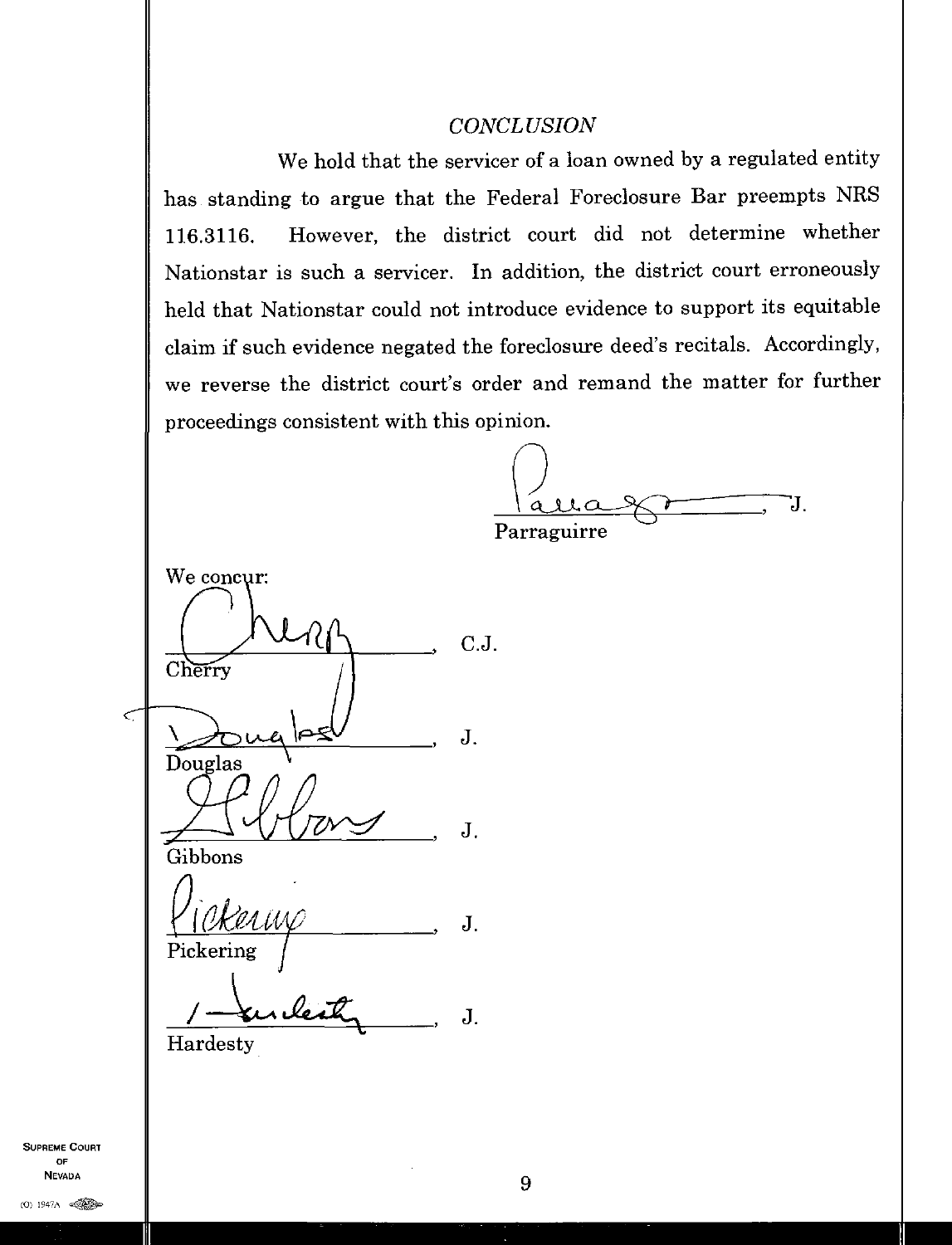## *CONCLUSION*

We hold that the servicer of a loan owned by a regulated entity has standing to argue that the Federal Foreclosure Bar preempts NRS 116.3116. However, the district court did not determine whether Nationstar is such a servicer. In addition, the district court erroneously held that Nationstar could not introduce evidence to support its equitable claim if such evidence negated the foreclosure deed's recitals. Accordingly, we reverse the district court's order and remand the matter for further proceedings consistent with this opinion.

_______________, J.
Parraguirre

We concur:

_______________, C.J.
Cherry

_______________, J.
Douglas

_______________, J.
Gibbons

_______________, J.
Pickering

_______________, J.
Hardesty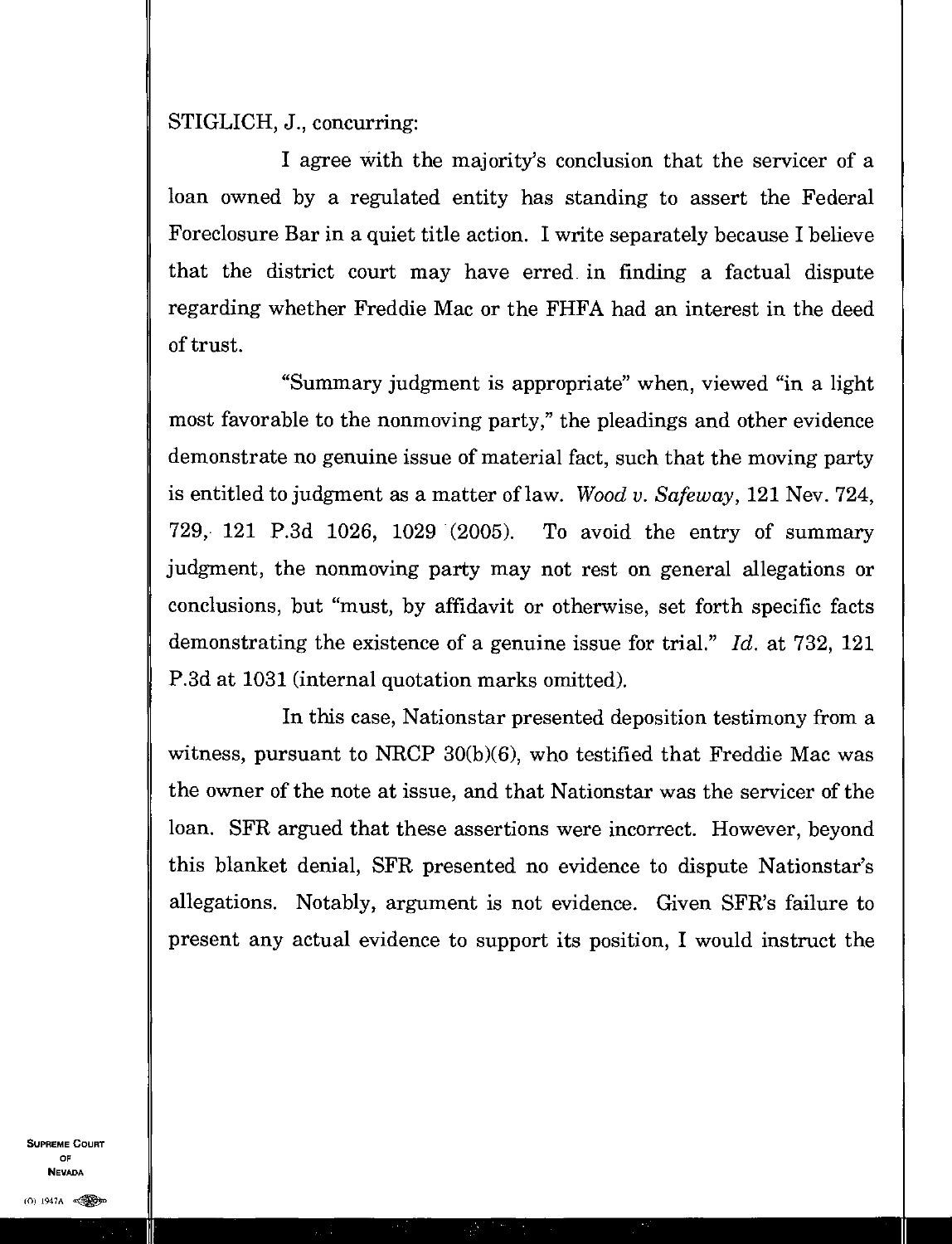STIGLICH, J., concurring:

I agree with the majority's conclusion that the servicer of a loan owned by a regulated entity has standing to assert the Federal Foreclosure Bar in a quiet title action. I write separately because I believe that the district court may have erred in finding a factual dispute regarding whether Freddie Mac or the FHFA had an interest in the deed of trust.

"Summary judgment is appropriate" when, viewed "in a light most favorable to the nonmoving party," the pleadings and other evidence demonstrate no genuine issue of material fact, such that the moving party is entitled to judgment as a matter of law. *Wood v. Safeway*, 121 Nev. 724, 729, 121 P.3d 1026, 1029 (2005). To avoid the entry of summary judgment, the nonmoving party may not rest on general allegations or conclusions, but "must, by affidavit or otherwise, set forth specific facts demonstrating the existence of a genuine issue for trial." *Id.* at 732, 121 P.3d at 1031 (internal quotation marks omitted).

In this case, Nationstar presented deposition testimony from a witness, pursuant to NRCP 30(b)(6), who testified that Freddie Mac was the owner of the note at issue, and that Nationstar was the servicer of the loan. SFR argued that these assertions were incorrect. However, beyond this blanket denial, SFR presented no evidence to dispute Nationstar's allegations. Notably, argument is not evidence. Given SFR's failure to present any actual evidence to support its position, I would instruct the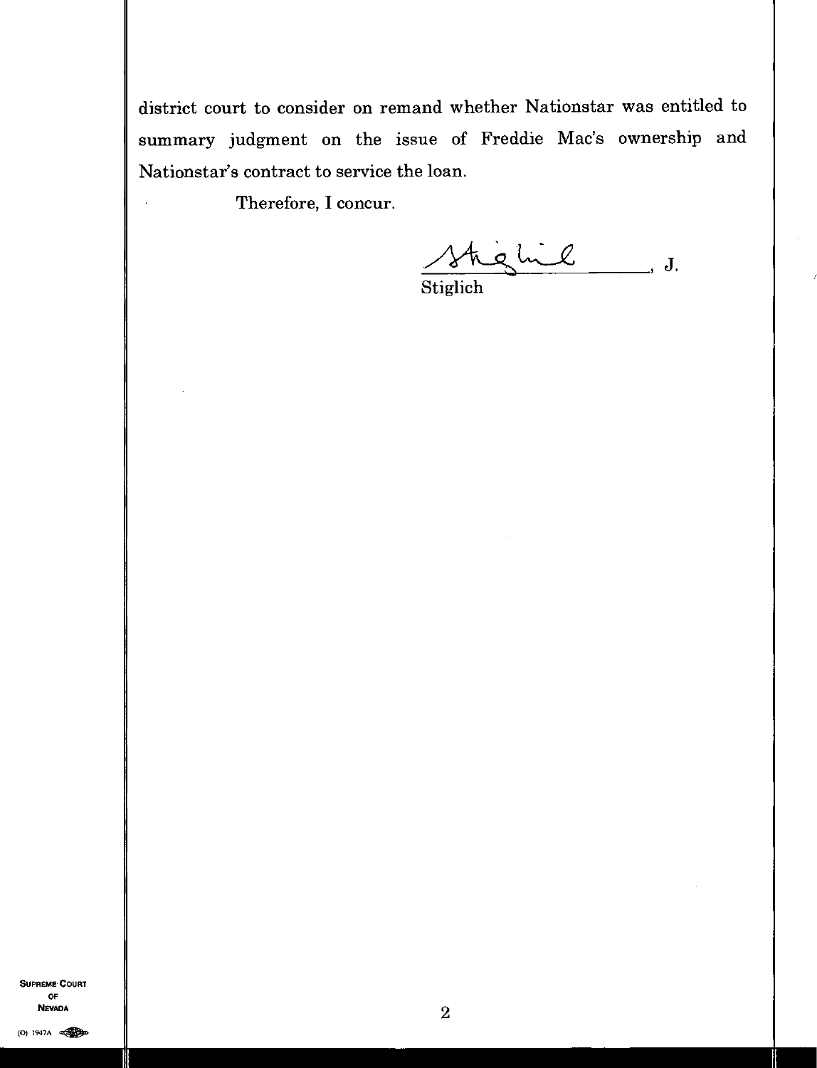district court to consider on remand whether Nationstar was entitled to summary judgment on the issue of Freddie Mac's ownership and Nationstar's contract to service the loan.

Therefore, I concur.

_________________________, J.
Stiglich